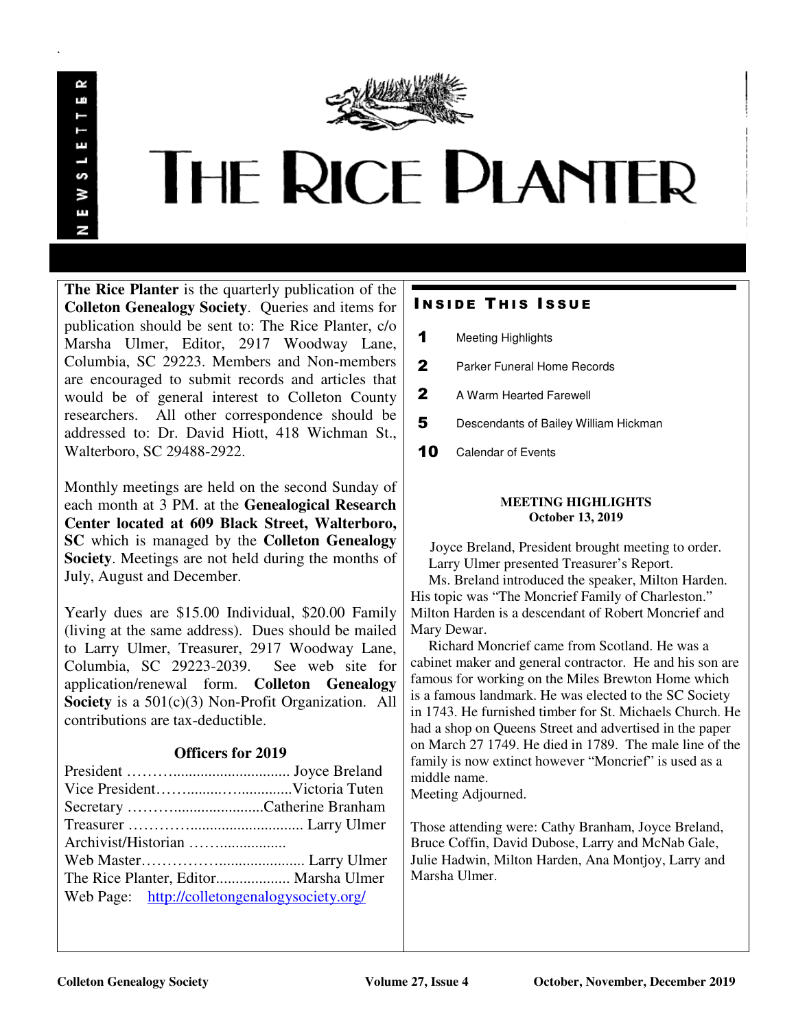# THE RICE PLANTER

NEWSLETTER

**The Rice Planter** is the quarterly publication of the **Colleton Genealogy Society**. Queries and items for publication should be sent to: The Rice Planter, c/o Marsha Ulmer, Editor, 2917 Woodway Lane, Columbia, SC 29223. Members and Non-members are encouraged to submit records and articles that would be of general interest to Colleton County researchers. All other correspondence should be addressed to: Dr. David Hiott, 418 Wichman St., Walterboro, SC 29488-2922.

Monthly meetings are held on the second Sunday of each month at 3 PM. at the **Genealogical Research Center located at 609 Black Street, Walterboro, SC** which is managed by the **Colleton Genealogy Society**. Meetings are not held during the months of July, August and December.

Yearly dues are $15.00 Individual, $20.00 Family (living at the same address). Dues should be mailed to Larry Ulmer, Treasurer, 2917 Woodway Lane, Columbia, SC 29223-2039. See web site for application/renewal form. **Colleton Genealogy Society** is a 501(c)(3) Non-Profit Organization. All contributions are tax-deductible.

### Officers for 2019

President ……….............................. Joyce Breland
Vice President…….........…..............Victoria Tuten
Secretary ……….......................Catherine Branham
Treasurer ………............................. Larry Ulmer
Archivist/Historian ……..................
Web Master………………..................... Larry Ulmer
The Rice Planter, Editor.................. Marsha Ulmer
Web Page: http://colletongenalogysociety.org/

## INSIDE THIS ISSUE

- **1** Meeting Highlights
- **2** Parker Funeral Home Records
- **2** A Warm Hearted Farewell
- **5** Descendants of Bailey William Hickman
- **10** Calendar of Events

### MEETING HIGHLIGHTS
**October 13, 2019**

Joyce Breland, President brought meeting to order.
Larry Ulmer presented Treasurer's Report.
Ms. Breland introduced the speaker, Milton Harden. His topic was "The Moncrief Family of Charleston." Milton Harden is a descendant of Robert Moncrief and Mary Dewar.

Richard Moncrief came from Scotland. He was a cabinet maker and general contractor. He and his son are famous for working on the Miles Brewton Home which is a famous landmark. He was elected to the SC Society in 1743. He furnished timber for St. Michaels Church. He had a shop on Queens Street and advertised in the paper on March 27 1749. He died in 1789. The male line of the family is now extinct however "Moncrief" is used as a middle name.
Meeting Adjourned.

Those attending were: Cathy Branham, Joyce Breland, Bruce Coffin, David Dubose, Larry and McNab Gale, Julie Hadwin, Milton Harden, Ana Montjoy, Larry and Marsha Ulmer.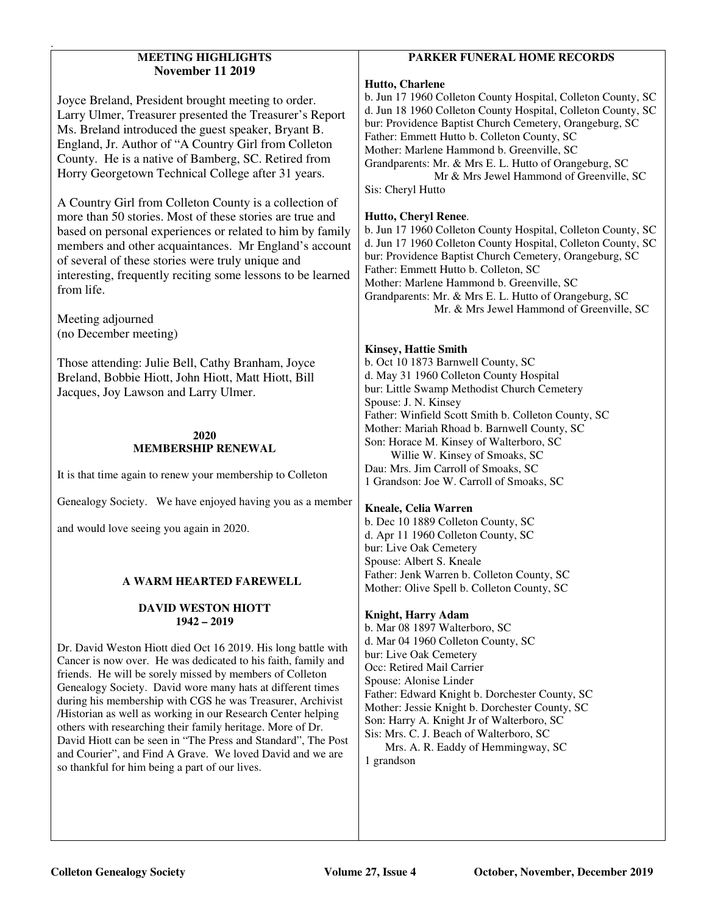## MEETING HIGHLIGHTS
### November 11 2019

Joyce Breland, President brought meeting to order. Larry Ulmer, Treasurer presented the Treasurer's Report Ms. Breland introduced the guest speaker, Bryant B. England, Jr. Author of "A Country Girl from Colleton County. He is a native of Bamberg, SC. Retired from Horry Georgetown Technical College after 31 years.

A Country Girl from Colleton County is a collection of more than 50 stories. Most of these stories are true and based on personal experiences or related to him by family members and other acquaintances. Mr England's account of several of these stories were truly unique and interesting, frequently reciting some lessons to be learned from life.

Meeting adjourned
(no December meeting)

Those attending: Julie Bell, Cathy Branham, Joyce Breland, Bobbie Hiott, John Hiott, Matt Hiott, Bill Jacques, Joy Lawson and Larry Ulmer.

## 2020 MEMBERSHIP RENEWAL

It is that time again to renew your membership to Colleton Genealogy Society. We have enjoyed having you as a member and would love seeing you again in 2020.

## A WARM HEARTED FAREWELL

### DAVID WESTON HIOTT
### 1942 – 2019

Dr. David Weston Hiott died Oct 16 2019. His long battle with Cancer is now over. He was dedicated to his faith, family and friends. He will be sorely missed by members of Colleton Genealogy Society. David wore many hats at different times during his membership with CGS he was Treasurer, Archivist /Historian as well as working in our Research Center helping others with researching their family heritage. More of Dr. David Hiott can be seen in "The Press and Standard", The Post and Courier", and Find A Grave. We loved David and we are so thankful for him being a part of our lives.

## PARKER FUNERAL HOME RECORDS

**Hutto, Charlene**
b. Jun 17 1960 Colleton County Hospital, Colleton County, SC
d. Jun 18 1960 Colleton County Hospital, Colleton County, SC
bur: Providence Baptist Church Cemetery, Orangeburg, SC
Father: Emmett Hutto b. Colleton County, SC
Mother: Marlene Hammond b. Greenville, SC
Grandparents: Mr. & Mrs E. L. Hutto of Orangeburg, SC
Mr & Mrs Jewel Hammond of Greenville, SC
Sis: Cheryl Hutto

**Hutto, Cheryl Renee**.
b. Jun 17 1960 Colleton County Hospital, Colleton County, SC
d. Jun 17 1960 Colleton County Hospital, Colleton County, SC
bur: Providence Baptist Church Cemetery, Orangeburg, SC
Father: Emmett Hutto b. Colleton, SC
Mother: Marlene Hammond b. Greenville, SC
Grandparents: Mr. & Mrs E. L. Hutto of Orangeburg, SC
Mr. & Mrs Jewel Hammond of Greenville, SC

**Kinsey, Hattie Smith**
b. Oct 10 1873 Barnwell County, SC
d. May 31 1960 Colleton County Hospital
bur: Little Swamp Methodist Church Cemetery
Spouse: J. N. Kinsey
Father: Winfield Scott Smith b. Colleton County, SC
Mother: Mariah Rhoad b. Barnwell County, SC
Son: Horace M. Kinsey of Walterboro, SC
Willie W. Kinsey of Smoaks, SC
Dau: Mrs. Jim Carroll of Smoaks, SC
1 Grandson: Joe W. Carroll of Smoaks, SC

**Kneale, Celia Warren**
b. Dec 10 1889 Colleton County, SC
d. Apr 11 1960 Colleton County, SC
bur: Live Oak Cemetery
Spouse: Albert S. Kneale
Father: Jenk Warren b. Colleton County, SC
Mother: Olive Spell b. Colleton County, SC

**Knight, Harry Adam**
b. Mar 08 1897 Walterboro, SC
d. Mar 04 1960 Colleton County, SC
bur: Live Oak Cemetery
Occ: Retired Mail Carrier
Spouse: Alonise Linder
Father: Edward Knight b. Dorchester County, SC
Mother: Jessie Knight b. Dorchester County, SC
Son: Harry A. Knight Jr of Walterboro, SC
Sis: Mrs. C. J. Beach of Walterboro, SC
Mrs. A. R. Eaddy of Hemmingway, SC
1 grandson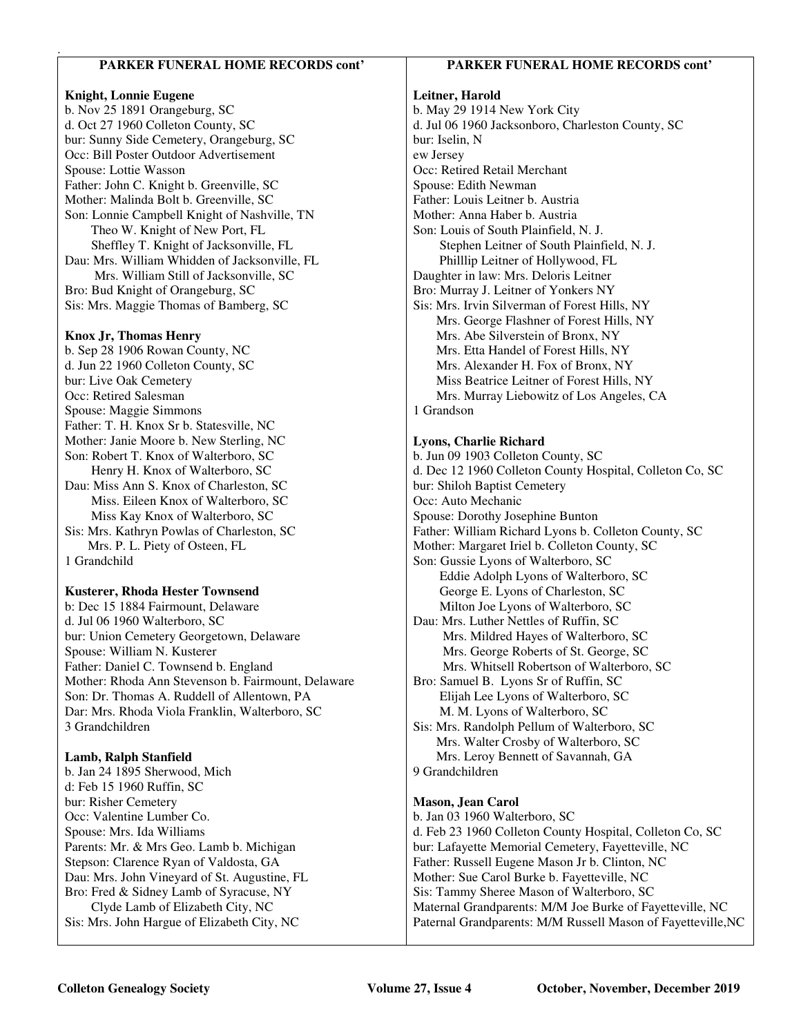## PARKER FUNERAL HOME RECORDS cont'

**Knight, Lonnie Eugene**
b. Nov 25 1891 Orangeburg, SC
d. Oct 27 1960 Colleton County, SC
bur: Sunny Side Cemetery, Orangeburg, SC
Occ: Bill Poster Outdoor Advertisement
Spouse: Lottie Wasson
Father: John C. Knight b. Greenville, SC
Mother: Malinda Bolt b. Greenville, SC
Son: Lonnie Campbell Knight of Nashville, TN
Theo W. Knight of New Port, FL
Sheffley T. Knight of Jacksonville, FL
Dau: Mrs. William Whidden of Jacksonville, FL
Mrs. William Still of Jacksonville, SC
Bro: Bud Knight of Orangeburg, SC
Sis: Mrs. Maggie Thomas of Bamberg, SC

**Knox Jr, Thomas Henry**
b. Sep 28 1906 Rowan County, NC
d. Jun 22 1960 Colleton County, SC
bur: Live Oak Cemetery
Occ: Retired Salesman
Spouse: Maggie Simmons
Father: T. H. Knox Sr b. Statesville, NC
Mother: Janie Moore b. New Sterling, NC
Son: Robert T. Knox of Walterboro, SC
Henry H. Knox of Walterboro, SC
Dau: Miss Ann S. Knox of Charleston, SC
Miss. Eileen Knox of Walterboro, SC
Miss Kay Knox of Walterboro, SC
Sis: Mrs. Kathryn Powlas of Charleston, SC
Mrs. P. L. Piety of Osteen, FL
1 Grandchild

**Kusterer, Rhoda Hester Townsend**
b: Dec 15 1884 Fairmount, Delaware
d. Jul 06 1960 Walterboro, SC
bur: Union Cemetery Georgetown, Delaware
Spouse: William N. Kusterer
Father: Daniel C. Townsend b. England
Mother: Rhoda Ann Stevenson b. Fairmount, Delaware
Son: Dr. Thomas A. Ruddell of Allentown, PA
Dar: Mrs. Rhoda Viola Franklin, Walterboro, SC
3 Grandchildren

**Lamb, Ralph Stanfield**
b. Jan 24 1895 Sherwood, Mich
d: Feb 15 1960 Ruffin, SC
bur: Risher Cemetery
Occ: Valentine Lumber Co.
Spouse: Mrs. Ida Williams
Parents: Mr. & Mrs Geo. Lamb b. Michigan
Stepson: Clarence Ryan of Valdosta, GA
Dau: Mrs. John Vineyard of St. Augustine, FL
Bro: Fred & Sidney Lamb of Syracuse, NY
Clyde Lamb of Elizabeth City, NC
Sis: Mrs. John Hargue of Elizabeth City, NC

**Leitner, Harold**
b. May 29 1914 New York City
d. Jul 06 1960 Jacksonboro, Charleston County, SC
bur: Iselin, N
ew Jersey
Occ: Retired Retail Merchant
Spouse: Edith Newman
Father: Louis Leitner b. Austria
Mother: Anna Haber b. Austria
Son: Louis of South Plainfield, N. J.
Stephen Leitner of South Plainfield, N. J.
Philllip Leitner of Hollywood, FL
Daughter in law: Mrs. Deloris Leitner
Bro: Murray J. Leitner of Yonkers NY
Sis: Mrs. Irvin Silverman of Forest Hills, NY
Mrs. George Flashner of Forest Hills, NY
Mrs. Abe Silverstein of Bronx, NY
Mrs. Etta Handel of Forest Hills, NY
Mrs. Alexander H. Fox of Bronx, NY
Miss Beatrice Leitner of Forest Hills, NY
Mrs. Murray Liebowitz of Los Angeles, CA
1 Grandson

**Lyons, Charlie Richard**
b. Jun 09 1903 Colleton County, SC
d. Dec 12 1960 Colleton County Hospital, Colleton Co, SC
bur: Shiloh Baptist Cemetery
Occ: Auto Mechanic
Spouse: Dorothy Josephine Bunton
Father: William Richard Lyons b. Colleton County, SC
Mother: Margaret Iriel b. Colleton County, SC
Son: Gussie Lyons of Walterboro, SC
Eddie Adolph Lyons of Walterboro, SC
George E. Lyons of Charleston, SC
Milton Joe Lyons of Walterboro, SC
Dau: Mrs. Luther Nettles of Ruffin, SC
Mrs. Mildred Hayes of Walterboro, SC
Mrs. George Roberts of St. George, SC
Mrs. Whitsell Robertson of Walterboro, SC
Bro: Samuel B. Lyons Sr of Ruffin, SC
Elijah Lee Lyons of Walterboro, SC
M. M. Lyons of Walterboro, SC
Sis: Mrs. Randolph Pellum of Walterboro, SC
Mrs. Walter Crosby of Walterboro, SC
Mrs. Leroy Bennett of Savannah, GA
9 Grandchildren

**Mason, Jean Carol**
b. Jan 03 1960 Walterboro, SC
d. Feb 23 1960 Colleton County Hospital, Colleton Co, SC
bur: Lafayette Memorial Cemetery, Fayetteville, NC
Father: Russell Eugene Mason Jr b. Clinton, NC
Mother: Sue Carol Burke b. Fayetteville, NC
Sis: Tammy Sheree Mason of Walterboro, SC
Maternal Grandparents: M/M Joe Burke of Fayetteville, NC
Paternal Grandparents: M/M Russell Mason of Fayetteville,NC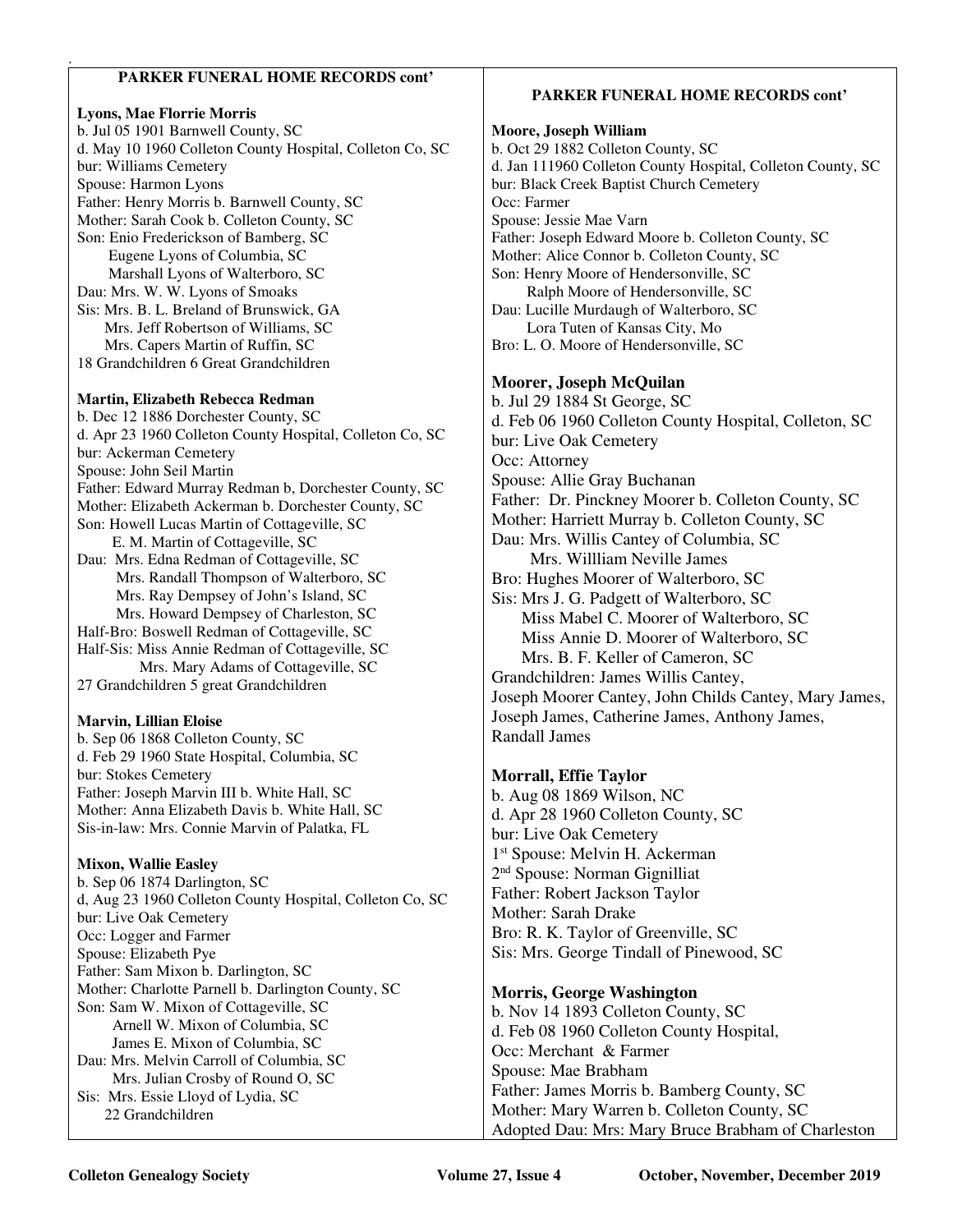**PARKER FUNERAL HOME RECORDS cont'**

**Lyons, Mae Florrie Morris**
b. Jul 05 1901 Barnwell County, SC
d. May 10 1960 Colleton County Hospital, Colleton Co, SC
bur: Williams Cemetery
Spouse: Harmon Lyons
Father: Henry Morris b. Barnwell County, SC
Mother: Sarah Cook b. Colleton County, SC
Son: Enio Frederickson of Bamberg, SC
Eugene Lyons of Columbia, SC
Marshall Lyons of Walterboro, SC
Dau: Mrs. W. W. Lyons of Smoaks
Sis: Mrs. B. L. Breland of Brunswick, GA
Mrs. Jeff Robertson of Williams, SC
Mrs. Capers Martin of Ruffin, SC
18 Grandchildren 6 Great Grandchildren

**Martin, Elizabeth Rebecca Redman**
b. Dec 12 1886 Dorchester County, SC
d. Apr 23 1960 Colleton County Hospital, Colleton Co, SC
bur: Ackerman Cemetery
Spouse: John Seil Martin
Father: Edward Murray Redman b, Dorchester County, SC
Mother: Elizabeth Ackerman b. Dorchester County, SC
Son: Howell Lucas Martin of Cottageville, SC
E. M. Martin of Cottageville, SC
Dau: Mrs. Edna Redman of Cottageville, SC
Mrs. Randall Thompson of Walterboro, SC
Mrs. Ray Dempsey of John's Island, SC
Mrs. Howard Dempsey of Charleston, SC
Half-Bro: Boswell Redman of Cottageville, SC
Half-Sis: Miss Annie Redman of Cottageville, SC
Mrs. Mary Adams of Cottageville, SC
27 Grandchildren 5 great Grandchildren

**Marvin, Lillian Eloise**
b. Sep 06 1868 Colleton County, SC
d. Feb 29 1960 State Hospital, Columbia, SC
bur: Stokes Cemetery
Father: Joseph Marvin III b. White Hall, SC
Mother: Anna Elizabeth Davis b. White Hall, SC
Sis-in-law: Mrs. Connie Marvin of Palatka, FL

**Mixon, Wallie Easley**
b. Sep 06 1874 Darlington, SC
d, Aug 23 1960 Colleton County Hospital, Colleton Co, SC
bur: Live Oak Cemetery
Occ: Logger and Farmer
Spouse: Elizabeth Pye
Father: Sam Mixon b. Darlington, SC
Mother: Charlotte Parnell b. Darlington County, SC
Son: Sam W. Mixon of Cottageville, SC
Arnell W. Mixon of Columbia, SC
James E. Mixon of Columbia, SC
Dau: Mrs. Melvin Carroll of Columbia, SC
Mrs. Julian Crosby of Round O, SC
Sis: Mrs. Essie Lloyd of Lydia, SC
22 Grandchildren

**PARKER FUNERAL HOME RECORDS cont'**

**Moore, Joseph William**
b. Oct 29 1882 Colleton County, SC
d. Jan 111960 Colleton County Hospital, Colleton County, SC
bur: Black Creek Baptist Church Cemetery
Occ: Farmer
Spouse: Jessie Mae Varn
Father: Joseph Edward Moore b. Colleton County, SC
Mother: Alice Connor b. Colleton County, SC
Son: Henry Moore of Hendersonville, SC
Ralph Moore of Hendersonville, SC
Dau: Lucille Murdaugh of Walterboro, SC
Lora Tuten of Kansas City, Mo
Bro: L. O. Moore of Hendersonville, SC

**Moorer, Joseph McQuilan**
b. Jul 29 1884 St George, SC
d. Feb 06 1960 Colleton County Hospital, Colleton, SC
bur: Live Oak Cemetery
Occ: Attorney
Spouse: Allie Gray Buchanan
Father: Dr. Pinckney Moorer b. Colleton County, SC
Mother: Harriett Murray b. Colleton County, SC
Dau: Mrs. Willis Cantey of Columbia, SC
Mrs. Willliam Neville James
Bro: Hughes Moorer of Walterboro, SC
Sis: Mrs J. G. Padgett of Walterboro, SC
Miss Mabel C. Moorer of Walterboro, SC
Miss Annie D. Moorer of Walterboro, SC
Mrs. B. F. Keller of Cameron, SC
Grandchildren: James Willis Cantey,
Joseph Moorer Cantey, John Childs Cantey, Mary James,
Joseph James, Catherine James, Anthony James,
Randall James

**Morrall, Effie Taylor**
b. Aug 08 1869 Wilson, NC
d. Apr 28 1960 Colleton County, SC
bur: Live Oak Cemetery
1st Spouse: Melvin H. Ackerman
2nd Spouse: Norman Gignilliat
Father: Robert Jackson Taylor
Mother: Sarah Drake
Bro: R. K. Taylor of Greenville, SC
Sis: Mrs. George Tindall of Pinewood, SC

**Morris, George Washington**
b. Nov 14 1893 Colleton County, SC
d. Feb 08 1960 Colleton County Hospital,
Occ: Merchant & Farmer
Spouse: Mae Brabham
Father: James Morris b. Bamberg County, SC
Mother: Mary Warren b. Colleton County, SC
Adopted Dau: Mrs: Mary Bruce Brabham of Charleston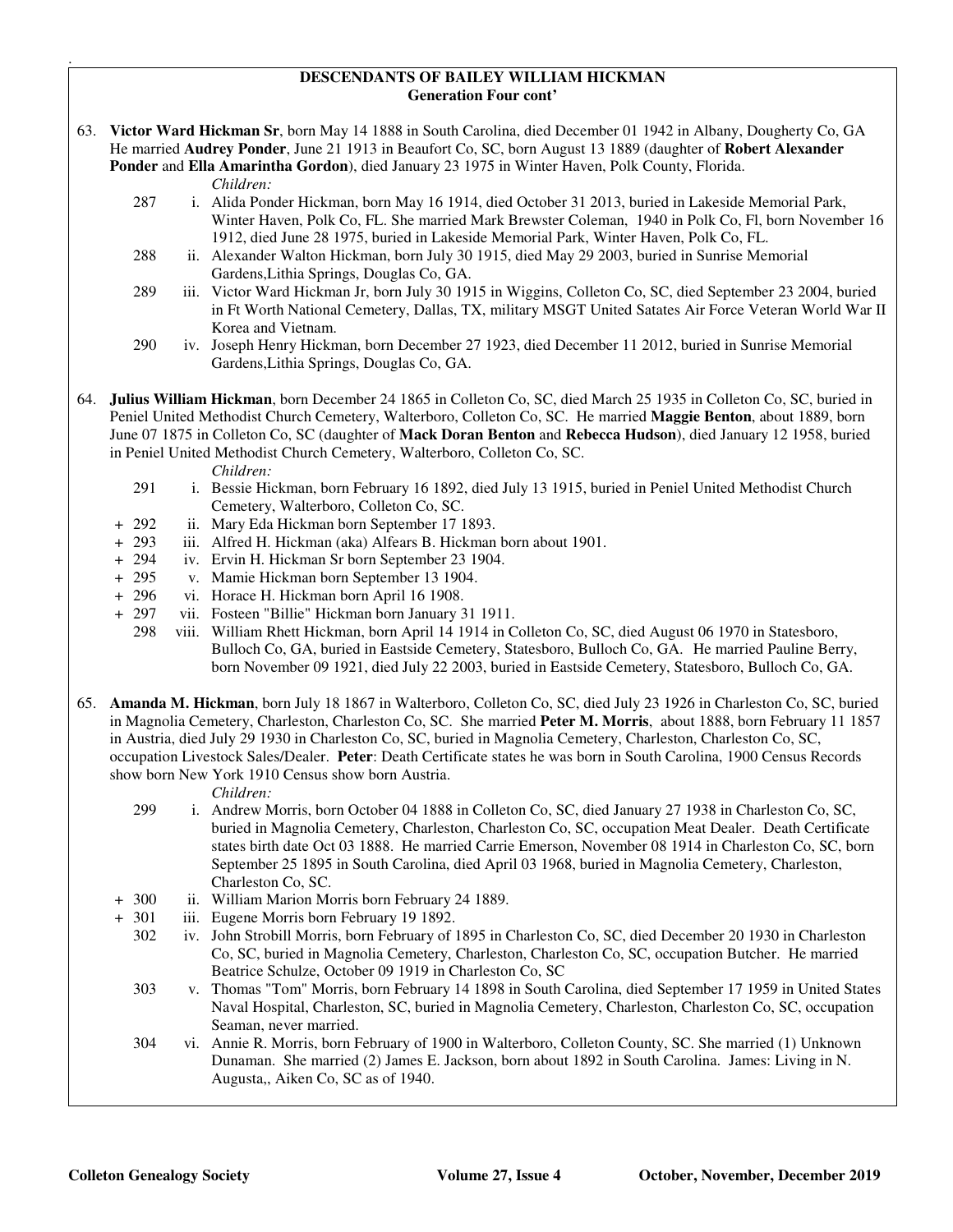## DESCENDANTS OF BAILEY WILLIAM HICKMAN
### Generation Four cont'

63. **Victor Ward Hickman Sr**, born May 14 1888 in South Carolina, died December 01 1942 in Albany, Dougherty Co, GA He married **Audrey Ponder**, June 21 1913 in Beaufort Co, SC, born August 13 1889 (daughter of **Robert Alexander Ponder** and **Ella Amarintha Gordon**), died January 23 1975 in Winter Haven, Polk County, Florida.

    *Children:*

    287 i. Alida Ponder Hickman, born May 16 1914, died October 31 2013, buried in Lakeside Memorial Park, Winter Haven, Polk Co, FL. She married Mark Brewster Coleman, 1940 in Polk Co, Fl, born November 16 1912, died June 28 1975, buried in Lakeside Memorial Park, Winter Haven, Polk Co, FL.

    288 ii. Alexander Walton Hickman, born July 30 1915, died May 29 2003, buried in Sunrise Memorial Gardens,Lithia Springs, Douglas Co, GA.

    289 iii. Victor Ward Hickman Jr, born July 30 1915 in Wiggins, Colleton Co, SC, died September 23 2004, buried in Ft Worth National Cemetery, Dallas, TX, military MSGT United Satates Air Force Veteran World War II Korea and Vietnam.

    290 iv. Joseph Henry Hickman, born December 27 1923, died December 11 2012, buried in Sunrise Memorial Gardens,Lithia Springs, Douglas Co, GA.

64. **Julius William Hickman**, born December 24 1865 in Colleton Co, SC, died March 25 1935 in Colleton Co, SC, buried in Peniel United Methodist Church Cemetery, Walterboro, Colleton Co, SC. He married **Maggie Benton**, about 1889, born June 07 1875 in Colleton Co, SC (daughter of **Mack Doran Benton** and **Rebecca Hudson**), died January 12 1958, buried in Peniel United Methodist Church Cemetery, Walterboro, Colleton Co, SC.

    *Children:*

    291 i. Bessie Hickman, born February 16 1892, died July 13 1915, buried in Peniel United Methodist Church Cemetery, Walterboro, Colleton Co, SC.

    \+ 292 ii. Mary Eda Hickman born September 17 1893.

    \+ 293 iii. Alfred H. Hickman (aka) Alfears B. Hickman born about 1901.

    \+ 294 iv. Ervin H. Hickman Sr born September 23 1904.

    \+ 295 v. Mamie Hickman born September 13 1904.

    \+ 296 vi. Horace H. Hickman born April 16 1908.

    \+ 297 vii. Fosteen "Billie" Hickman born January 31 1911.

    298 viii. William Rhett Hickman, born April 14 1914 in Colleton Co, SC, died August 06 1970 in Statesboro, Bulloch Co, GA, buried in Eastside Cemetery, Statesboro, Bulloch Co, GA. He married Pauline Berry, born November 09 1921, died July 22 2003, buried in Eastside Cemetery, Statesboro, Bulloch Co, GA.

65. **Amanda M. Hickman**, born July 18 1867 in Walterboro, Colleton Co, SC, died July 23 1926 in Charleston Co, SC, buried in Magnolia Cemetery, Charleston, Charleston Co, SC. She married **Peter M. Morris**, about 1888, born February 11 1857 in Austria, died July 29 1930 in Charleston Co, SC, buried in Magnolia Cemetery, Charleston, Charleston Co, SC, occupation Livestock Sales/Dealer. **Peter**: Death Certificate states he was born in South Carolina, 1900 Census Records show born New York 1910 Census show born Austria.

    *Children:*

    299 i. Andrew Morris, born October 04 1888 in Colleton Co, SC, died January 27 1938 in Charleston Co, SC, buried in Magnolia Cemetery, Charleston, Charleston Co, SC, occupation Meat Dealer. Death Certificate states birth date Oct 03 1888. He married Carrie Emerson, November 08 1914 in Charleston Co, SC, born September 25 1895 in South Carolina, died April 03 1968, buried in Magnolia Cemetery, Charleston, Charleston Co, SC.

    \+ 300 ii. William Marion Morris born February 24 1889.

    \+ 301 iii. Eugene Morris born February 19 1892.

    302 iv. John Strobill Morris, born February of 1895 in Charleston Co, SC, died December 20 1930 in Charleston Co, SC, buried in Magnolia Cemetery, Charleston, Charleston Co, SC, occupation Butcher. He married Beatrice Schulze, October 09 1919 in Charleston Co, SC

    303 v. Thomas "Tom" Morris, born February 14 1898 in South Carolina, died September 17 1959 in United States Naval Hospital, Charleston, SC, buried in Magnolia Cemetery, Charleston, Charleston Co, SC, occupation Seaman, never married.

    304 vi. Annie R. Morris, born February of 1900 in Walterboro, Colleton County, SC. She married (1) Unknown Dunaman. She married (2) James E. Jackson, born about 1892 in South Carolina. James: Living in N. Augusta,, Aiken Co, SC as of 1940.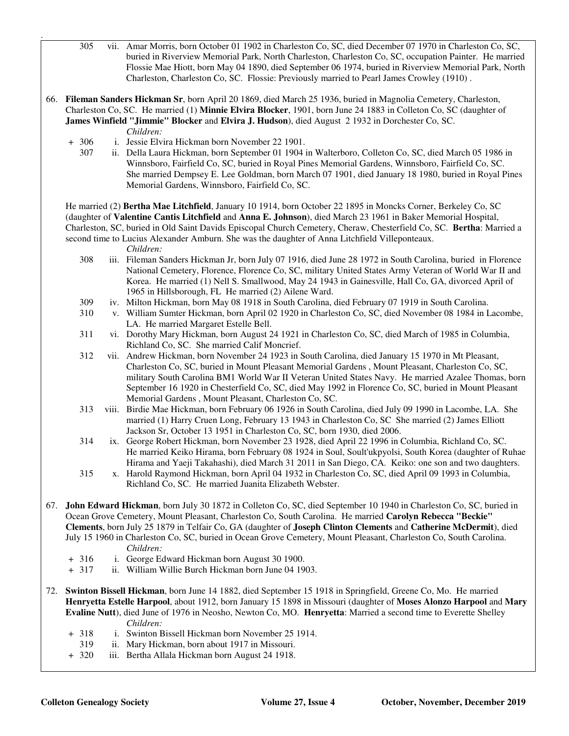305 vii. Amar Morris, born October 01 1902 in Charleston Co, SC, died December 07 1970 in Charleston Co, SC, buried in Riverview Memorial Park, North Charleston, Charleston Co, SC, occupation Painter. He married Flossie Mae Hiott, born May 04 1890, died September 06 1974, buried in Riverview Memorial Park, North Charleston, Charleston Co, SC. Flossie: Previously married to Pearl James Crowley (1910) .

66. **Fileman Sanders Hickman Sr**, born April 20 1869, died March 25 1936, buried in Magnolia Cemetery, Charleston, Charleston Co, SC. He married (1) **Minnie Elvira Blocker**, 1901, born June 24 1883 in Colleton Co, SC (daughter of **James Winfield "Jimmie" Blocker** and **Elvira J. Hudson**), died August 2 1932 in Dorchester Co, SC.

*Children:*

\+ 306 i. Jessie Elvira Hickman born November 22 1901.

307 ii. Della Laura Hickman, born September 01 1904 in Walterboro, Colleton Co, SC, died March 05 1986 in Winnsboro, Fairfield Co, SC, buried in Royal Pines Memorial Gardens, Winnsboro, Fairfield Co, SC. She married Dempsey E. Lee Goldman, born March 07 1901, died January 18 1980, buried in Royal Pines Memorial Gardens, Winnsboro, Fairfield Co, SC.

He married (2) **Bertha Mae Litchfield**, January 10 1914, born October 22 1895 in Moncks Corner, Berkeley Co, SC (daughter of **Valentine Cantis Litchfield** and **Anna E. Johnson**), died March 23 1961 in Baker Memorial Hospital, Charleston, SC, buried in Old Saint Davids Episcopal Church Cemetery, Cheraw, Chesterfield Co, SC. **Bertha**: Married a second time to Lucius Alexander Amburn. She was the daughter of Anna Litchfield Villeponteaux.

*Children:*

308 iii. Fileman Sanders Hickman Jr, born July 07 1916, died June 28 1972 in South Carolina, buried in Florence National Cemetery, Florence, Florence Co, SC, military United States Army Veteran of World War II and Korea. He married (1) Nell S. Smallwood, May 24 1943 in Gainesville, Hall Co, GA, divorced April of 1965 in Hillsborough, FL He married (2) Ailene Ward.

309 iv. Milton Hickman, born May 08 1918 in South Carolina, died February 07 1919 in South Carolina.

310 v. William Sumter Hickman, born April 02 1920 in Charleston Co, SC, died November 08 1984 in Lacombe, LA. He married Margaret Estelle Bell.

311 vi. Dorothy Mary Hickman, born August 24 1921 in Charleston Co, SC, died March of 1985 in Columbia, Richland Co, SC. She married Calif Moncrief.

312 vii. Andrew Hickman, born November 24 1923 in South Carolina, died January 15 1970 in Mt Pleasant, Charleston Co, SC, buried in Mount Pleasant Memorial Gardens , Mount Pleasant, Charleston Co, SC, military South Carolina BM1 World War II Veteran United States Navy. He married Azalee Thomas, born September 16 1920 in Chesterfield Co, SC, died May 1992 in Florence Co, SC, buried in Mount Pleasant Memorial Gardens , Mount Pleasant, Charleston Co, SC.

313 viii. Birdie Mae Hickman, born February 06 1926 in South Carolina, died July 09 1990 in Lacombe, LA. She married (1) Harry Cruen Long, February 13 1943 in Charleston Co, SC She married (2) James Elliott Jackson Sr, October 13 1951 in Charleston Co, SC, born 1930, died 2006.

314 ix. George Robert Hickman, born November 23 1928, died April 22 1996 in Columbia, Richland Co, SC. He married Keiko Hirama, born February 08 1924 in Soul, Soult'ukpyolsi, South Korea (daughter of Ruhae Hirama and Yaeji Takahashi), died March 31 2011 in San Diego, CA. Keiko: one son and two daughters.

315 x. Harold Raymond Hickman, born April 04 1932 in Charleston Co, SC, died April 09 1993 in Columbia, Richland Co, SC. He married Juanita Elizabeth Webster.

67. **John Edward Hickman**, born July 30 1872 in Colleton Co, SC, died September 10 1940 in Charleston Co, SC, buried in Ocean Grove Cemetery, Mount Pleasant, Charleston Co, South Carolina. He married **Carolyn Rebecca "Beckie" Clements**, born July 25 1879 in Telfair Co, GA (daughter of **Joseph Clinton Clements** and **Catherine McDermit**), died July 15 1960 in Charleston Co, SC, buried in Ocean Grove Cemetery, Mount Pleasant, Charleston Co, South Carolina.

*Children:*

\+ 316 i. George Edward Hickman born August 30 1900.

\+ 317 ii. William Willie Burch Hickman born June 04 1903.

72. **Swinton Bissell Hickman**, born June 14 1882, died September 15 1918 in Springfield, Greene Co, Mo. He married **Henryetta Estelle Harpool**, about 1912, born January 15 1898 in Missouri (daughter of **Moses Alonzo Harpool** and **Mary Evaline Nutt**), died June of 1976 in Neosho, Newton Co, MO. **Henryetta**: Married a second time to Everette Shelley

*Children:*

\+ 318 i. Swinton Bissell Hickman born November 25 1914.

319 ii. Mary Hickman, born about 1917 in Missouri.

\+ 320 iii. Bertha Allala Hickman born August 24 1918.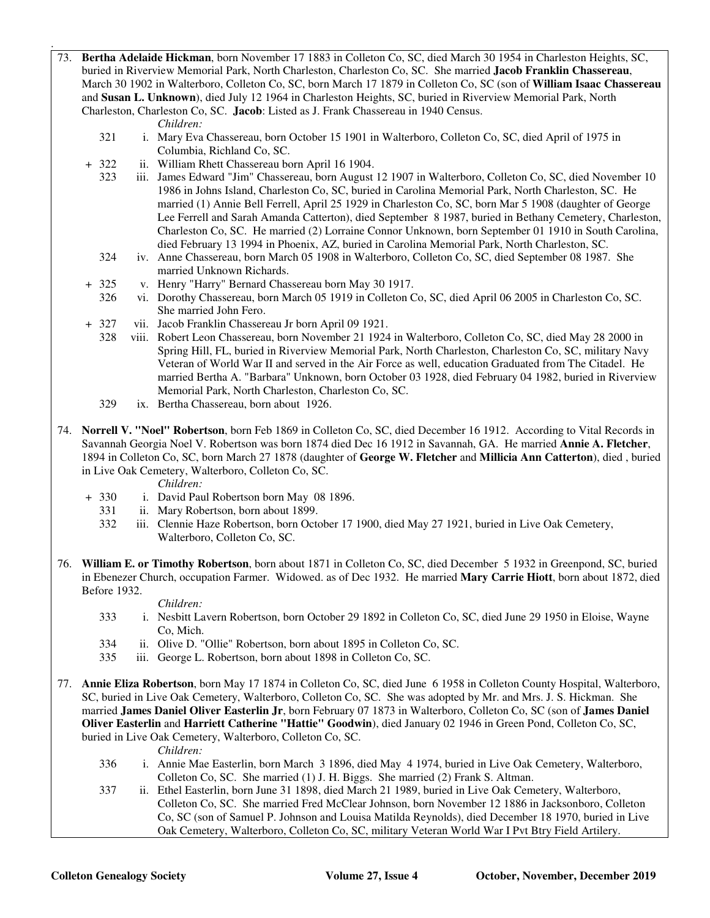73. **Bertha Adelaide Hickman**, born November 17 1883 in Colleton Co, SC, died March 30 1954 in Charleston Heights, SC, buried in Riverview Memorial Park, North Charleston, Charleston Co, SC. She married **Jacob Franklin Chassereau**, March 30 1902 in Walterboro, Colleton Co, SC, born March 17 1879 in Colleton Co, SC (son of **William Isaac Chassereau** and **Susan L. Unknown**), died July 12 1964 in Charleston Heights, SC, buried in Riverview Memorial Park, North Charleston, Charleston Co, SC. **Jacob**: Listed as J. Frank Chassereau in 1940 Census.

*Children:*

- 321 i. Mary Eva Chassereau, born October 15 1901 in Walterboro, Colleton Co, SC, died April of 1975 in Columbia, Richland Co, SC.
- \+ 322 ii. William Rhett Chassereau born April 16 1904.
- 323 iii. James Edward "Jim" Chassereau, born August 12 1907 in Walterboro, Colleton Co, SC, died November 10 1986 in Johns Island, Charleston Co, SC, buried in Carolina Memorial Park, North Charleston, SC. He married (1) Annie Bell Ferrell, April 25 1929 in Charleston Co, SC, born Mar 5 1908 (daughter of George Lee Ferrell and Sarah Amanda Catterton), died September 8 1987, buried in Bethany Cemetery, Charleston, Charleston Co, SC. He married (2) Lorraine Connor Unknown, born September 01 1910 in South Carolina, died February 13 1994 in Phoenix, AZ, buried in Carolina Memorial Park, North Charleston, SC.
- 324 iv. Anne Chassereau, born March 05 1908 in Walterboro, Colleton Co, SC, died September 08 1987. She married Unknown Richards.
- \+ 325 v. Henry "Harry" Bernard Chassereau born May 30 1917.
- 326 vi. Dorothy Chassereau, born March 05 1919 in Colleton Co, SC, died April 06 2005 in Charleston Co, SC. She married John Fero.
- \+ 327 vii. Jacob Franklin Chassereau Jr born April 09 1921.
- 328 viii. Robert Leon Chassereau, born November 21 1924 in Walterboro, Colleton Co, SC, died May 28 2000 in Spring Hill, FL, buried in Riverview Memorial Park, North Charleston, Charleston Co, SC, military Navy Veteran of World War II and served in the Air Force as well, education Graduated from The Citadel. He married Bertha A. "Barbara" Unknown, born October 03 1928, died February 04 1982, buried in Riverview Memorial Park, North Charleston, Charleston Co, SC.
- 329 ix. Bertha Chassereau, born about 1926.

74. **Norrell V. "Noel" Robertson**, born Feb 1869 in Colleton Co, SC, died December 16 1912. According to Vital Records in Savannah Georgia Noel V. Robertson was born 1874 died Dec 16 1912 in Savannah, GA. He married **Annie A. Fletcher**, 1894 in Colleton Co, SC, born March 27 1878 (daughter of **George W. Fletcher** and **Millicia Ann Catterton**), died , buried in Live Oak Cemetery, Walterboro, Colleton Co, SC.

*Children:*

- \+ 330 i. David Paul Robertson born May 08 1896.
- 331 ii. Mary Robertson, born about 1899.
- 332 iii. Clennie Haze Robertson, born October 17 1900, died May 27 1921, buried in Live Oak Cemetery, Walterboro, Colleton Co, SC.

76. **William E. or Timothy Robertson**, born about 1871 in Colleton Co, SC, died December 5 1932 in Greenpond, SC, buried in Ebenezer Church, occupation Farmer. Widowed. as of Dec 1932. He married **Mary Carrie Hiott**, born about 1872, died Before 1932.

*Children:*

- 333 i. Nesbitt Lavern Robertson, born October 29 1892 in Colleton Co, SC, died June 29 1950 in Eloise, Wayne Co, Mich.
- 334 ii. Olive D. "Ollie" Robertson, born about 1895 in Colleton Co, SC.
- 335 iii. George L. Robertson, born about 1898 in Colleton Co, SC.

77. **Annie Eliza Robertson**, born May 17 1874 in Colleton Co, SC, died June 6 1958 in Colleton County Hospital, Walterboro, SC, buried in Live Oak Cemetery, Walterboro, Colleton Co, SC. She was adopted by Mr. and Mrs. J. S. Hickman. She married **James Daniel Oliver Easterlin Jr**, born February 07 1873 in Walterboro, Colleton Co, SC (son of **James Daniel Oliver Easterlin** and **Harriett Catherine "Hattie" Goodwin**), died January 02 1946 in Green Pond, Colleton Co, SC, buried in Live Oak Cemetery, Walterboro, Colleton Co, SC.

*Children:*

- 336 i. Annie Mae Easterlin, born March 3 1896, died May 4 1974, buried in Live Oak Cemetery, Walterboro, Colleton Co, SC. She married (1) J. H. Biggs. She married (2) Frank S. Altman.
- 337 ii. Ethel Easterlin, born June 31 1898, died March 21 1989, buried in Live Oak Cemetery, Walterboro, Colleton Co, SC. She married Fred McClear Johnson, born November 12 1886 in Jacksonboro, Colleton Co, SC (son of Samuel P. Johnson and Louisa Matilda Reynolds), died December 18 1970, buried in Live Oak Cemetery, Walterboro, Colleton Co, SC, military Veteran World War I Pvt Btry Field Artilery.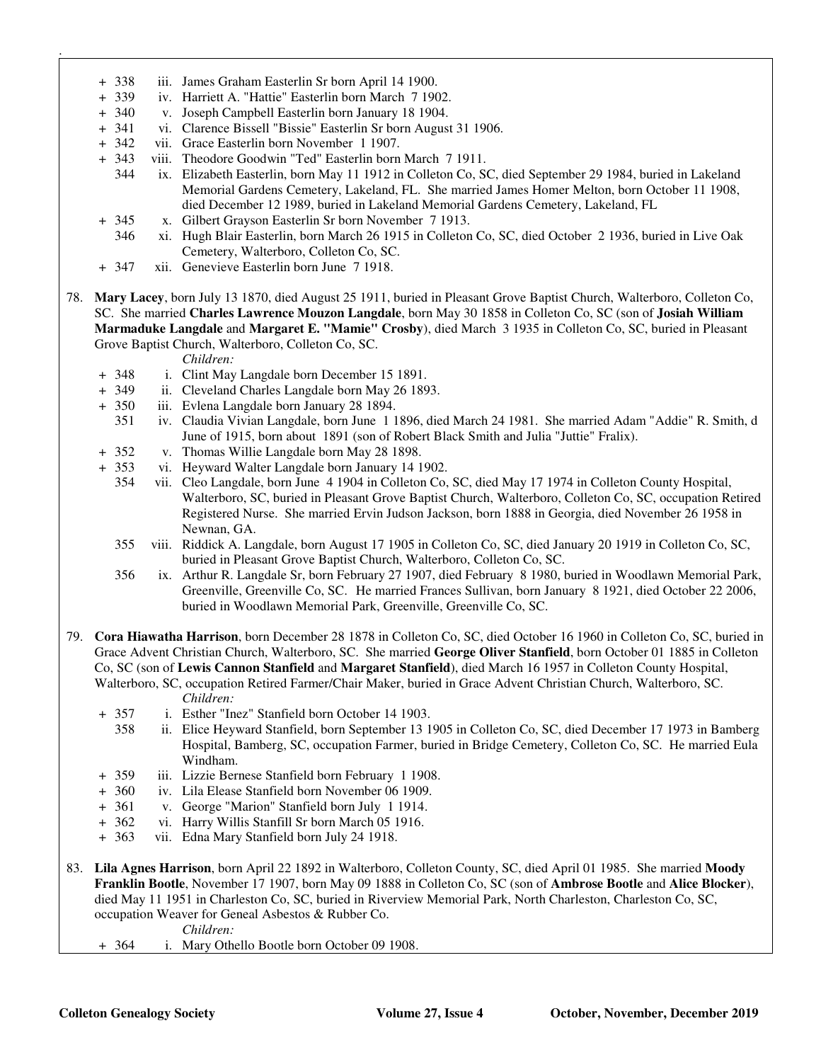+ 338 iii. James Graham Easterlin Sr born April 14 1900.
+ 339 iv. Harriett A. "Hattie" Easterlin born March 7 1902.
+ 340 v. Joseph Campbell Easterlin born January 18 1904.
+ 341 vi. Clarence Bissell "Bissie" Easterlin Sr born August 31 1906.
+ 342 vii. Grace Easterlin born November 1 1907.
+ 343 viii. Theodore Goodwin "Ted" Easterlin born March 7 1911.
344 ix. Elizabeth Easterlin, born May 11 1912 in Colleton Co, SC, died September 29 1984, buried in Lakeland Memorial Gardens Cemetery, Lakeland, FL. She married James Homer Melton, born October 11 1908, died December 12 1989, buried in Lakeland Memorial Gardens Cemetery, Lakeland, FL
+ 345 x. Gilbert Grayson Easterlin Sr born November 7 1913.
346 xi. Hugh Blair Easterlin, born March 26 1915 in Colleton Co, SC, died October 2 1936, buried in Live Oak Cemetery, Walterboro, Colleton Co, SC.
+ 347 xii. Genevieve Easterlin born June 7 1918.

78. **Mary Lacey**, born July 13 1870, died August 25 1911, buried in Pleasant Grove Baptist Church, Walterboro, Colleton Co, SC. She married **Charles Lawrence Mouzon Langdale**, born May 30 1858 in Colleton Co, SC (son of **Josiah William Marmaduke Langdale** and **Margaret E. "Mamie" Crosby**), died March 3 1935 in Colleton Co, SC, buried in Pleasant Grove Baptist Church, Walterboro, Colleton Co, SC.

*Children:*

+ 348 i. Clint May Langdale born December 15 1891.
+ 349 ii. Cleveland Charles Langdale born May 26 1893.
+ 350 iii. Evlena Langdale born January 28 1894.
351 iv. Claudia Vivian Langdale, born June 1 1896, died March 24 1981. She married Adam "Addie" R. Smith, d June of 1915, born about 1891 (son of Robert Black Smith and Julia "Juttie" Fralix).
+ 352 v. Thomas Willie Langdale born May 28 1898.
+ 353 vi. Heyward Walter Langdale born January 14 1902.
354 vii. Cleo Langdale, born June 4 1904 in Colleton Co, SC, died May 17 1974 in Colleton County Hospital, Walterboro, SC, buried in Pleasant Grove Baptist Church, Walterboro, Colleton Co, SC, occupation Retired Registered Nurse. She married Ervin Judson Jackson, born 1888 in Georgia, died November 26 1958 in Newnan, GA.
355 viii. Riddick A. Langdale, born August 17 1905 in Colleton Co, SC, died January 20 1919 in Colleton Co, SC, buried in Pleasant Grove Baptist Church, Walterboro, Colleton Co, SC.
356 ix. Arthur R. Langdale Sr, born February 27 1907, died February 8 1980, buried in Woodlawn Memorial Park, Greenville, Greenville Co, SC. He married Frances Sullivan, born January 8 1921, died October 22 2006, buried in Woodlawn Memorial Park, Greenville, Greenville Co, SC.

79. **Cora Hiawatha Harrison**, born December 28 1878 in Colleton Co, SC, died October 16 1960 in Colleton Co, SC, buried in Grace Advent Christian Church, Walterboro, SC. She married **George Oliver Stanfield**, born October 01 1885 in Colleton Co, SC (son of **Lewis Cannon Stanfield** and **Margaret Stanfield**), died March 16 1957 in Colleton County Hospital, Walterboro, SC, occupation Retired Farmer/Chair Maker, buried in Grace Advent Christian Church, Walterboro, SC.

*Children:*

+ 357 i. Esther "Inez" Stanfield born October 14 1903.
358 ii. Elice Heyward Stanfield, born September 13 1905 in Colleton Co, SC, died December 17 1973 in Bamberg Hospital, Bamberg, SC, occupation Farmer, buried in Bridge Cemetery, Colleton Co, SC. He married Eula Windham.
+ 359 iii. Lizzie Bernese Stanfield born February 1 1908.
+ 360 iv. Lila Elease Stanfield born November 06 1909.
+ 361 v. George "Marion" Stanfield born July 1 1914.
+ 362 vi. Harry Willis Stanfill Sr born March 05 1916.
+ 363 vii. Edna Mary Stanfield born July 24 1918.

83. **Lila Agnes Harrison**, born April 22 1892 in Walterboro, Colleton County, SC, died April 01 1985. She married **Moody Franklin Bootle**, November 17 1907, born May 09 1888 in Colleton Co, SC (son of **Ambrose Bootle** and **Alice Blocker**), died May 11 1951 in Charleston Co, SC, buried in Riverview Memorial Park, North Charleston, Charleston Co, SC, occupation Weaver for Geneal Asbestos & Rubber Co.

*Children:*

+ 364 i. Mary Othello Bootle born October 09 1908.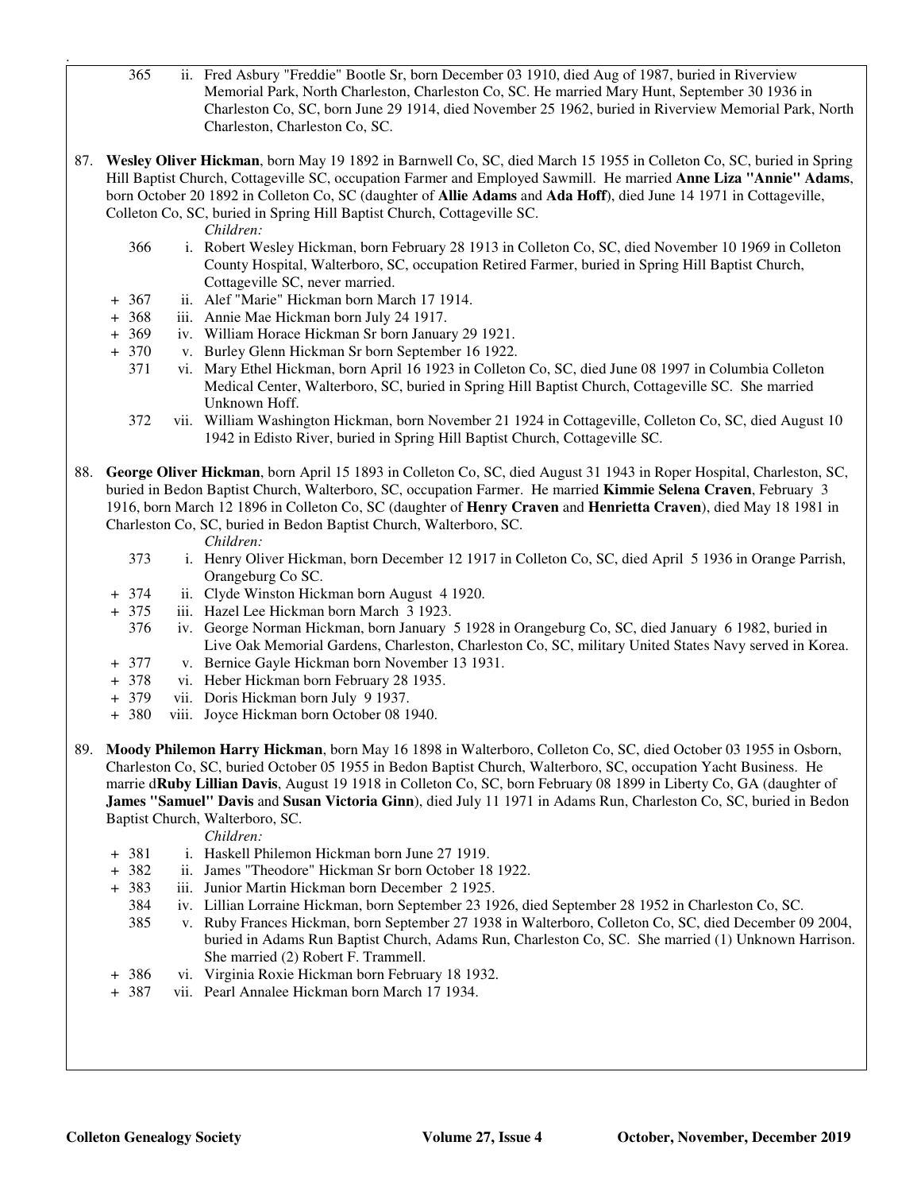365 ii. Fred Asbury "Freddie" Bootle Sr, born December 03 1910, died Aug of 1987, buried in Riverview Memorial Park, North Charleston, Charleston Co, SC. He married Mary Hunt, September 30 1936 in Charleston Co, SC, born June 29 1914, died November 25 1962, buried in Riverview Memorial Park, North Charleston, Charleston Co, SC.

87. **Wesley Oliver Hickman**, born May 19 1892 in Barnwell Co, SC, died March 15 1955 in Colleton Co, SC, buried in Spring Hill Baptist Church, Cottageville SC, occupation Farmer and Employed Sawmill. He married **Anne Liza "Annie" Adams**, born October 20 1892 in Colleton Co, SC (daughter of **Allie Adams** and **Ada Hoff**), died June 14 1971 in Cottageville, Colleton Co, SC, buried in Spring Hill Baptist Church, Cottageville SC.

*Children:*

- 366 i. Robert Wesley Hickman, born February 28 1913 in Colleton Co, SC, died November 10 1969 in Colleton County Hospital, Walterboro, SC, occupation Retired Farmer, buried in Spring Hill Baptist Church, Cottageville SC, never married.
- \+ 367 ii. Alef "Marie" Hickman born March 17 1914.
- \+ 368 iii. Annie Mae Hickman born July 24 1917.
- \+ 369 iv. William Horace Hickman Sr born January 29 1921.
- \+ 370 v. Burley Glenn Hickman Sr born September 16 1922.
- 371 vi. Mary Ethel Hickman, born April 16 1923 in Colleton Co, SC, died June 08 1997 in Columbia Colleton Medical Center, Walterboro, SC, buried in Spring Hill Baptist Church, Cottageville SC. She married Unknown Hoff.
- 372 vii. William Washington Hickman, born November 21 1924 in Cottageville, Colleton Co, SC, died August 10 1942 in Edisto River, buried in Spring Hill Baptist Church, Cottageville SC.

88. **George Oliver Hickman**, born April 15 1893 in Colleton Co, SC, died August 31 1943 in Roper Hospital, Charleston, SC, buried in Bedon Baptist Church, Walterboro, SC, occupation Farmer. He married **Kimmie Selena Craven**, February 3 1916, born March 12 1896 in Colleton Co, SC (daughter of **Henry Craven** and **Henrietta Craven**), died May 18 1981 in Charleston Co, SC, buried in Bedon Baptist Church, Walterboro, SC.

*Children:*

- 373 i. Henry Oliver Hickman, born December 12 1917 in Colleton Co, SC, died April 5 1936 in Orange Parrish, Orangeburg Co SC.
- \+ 374 ii. Clyde Winston Hickman born August 4 1920.
- \+ 375 iii. Hazel Lee Hickman born March 3 1923.
- 376 iv. George Norman Hickman, born January 5 1928 in Orangeburg Co, SC, died January 6 1982, buried in Live Oak Memorial Gardens, Charleston, Charleston Co, SC, military United States Navy served in Korea.
- \+ 377 v. Bernice Gayle Hickman born November 13 1931.
- \+ 378 vi. Heber Hickman born February 28 1935.
- \+ 379 vii. Doris Hickman born July 9 1937.
- \+ 380 viii. Joyce Hickman born October 08 1940.

89. **Moody Philemon Harry Hickman**, born May 16 1898 in Walterboro, Colleton Co, SC, died October 03 1955 in Osborn, Charleston Co, SC, buried October 05 1955 in Bedon Baptist Church, Walterboro, SC, occupation Yacht Business. He marrie d**Ruby Lillian Davis**, August 19 1918 in Colleton Co, SC, born February 08 1899 in Liberty Co, GA (daughter of **James "Samuel" Davis** and **Susan Victoria Ginn**), died July 11 1971 in Adams Run, Charleston Co, SC, buried in Bedon Baptist Church, Walterboro, SC.

*Children:*

- \+ 381 i. Haskell Philemon Hickman born June 27 1919.
- \+ 382 ii. James "Theodore" Hickman Sr born October 18 1922.
- \+ 383 iii. Junior Martin Hickman born December 2 1925.
- 384 iv. Lillian Lorraine Hickman, born September 23 1926, died September 28 1952 in Charleston Co, SC.
- 385 v. Ruby Frances Hickman, born September 27 1938 in Walterboro, Colleton Co, SC, died December 09 2004, buried in Adams Run Baptist Church, Adams Run, Charleston Co, SC. She married (1) Unknown Harrison. She married (2) Robert F. Trammell.
- \+ 386 vi. Virginia Roxie Hickman born February 18 1932.
- \+ 387 vii. Pearl Annalee Hickman born March 17 1934.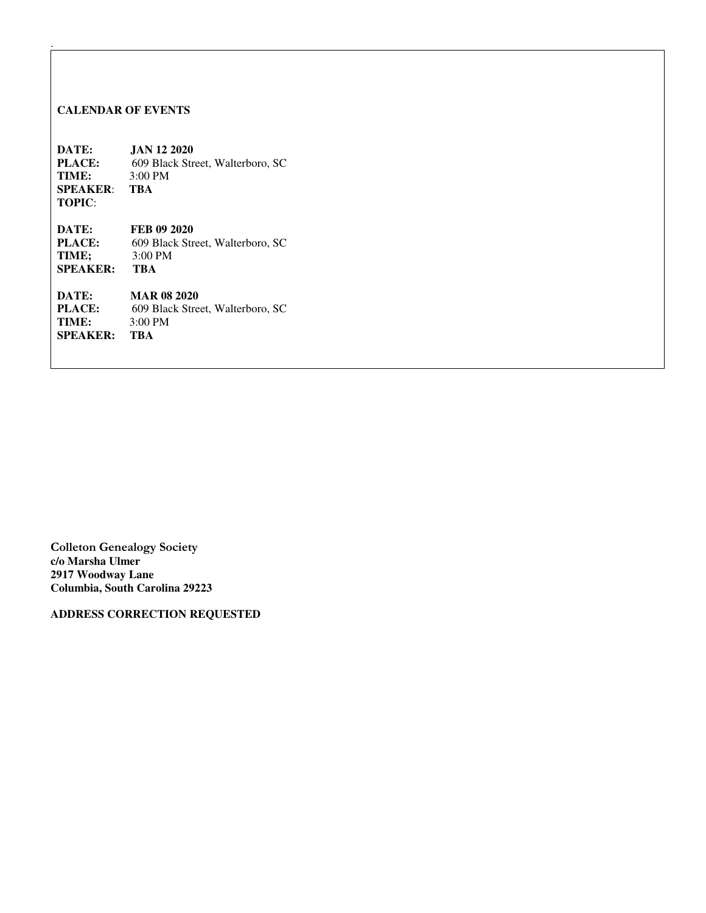**CALENDAR OF EVENTS**

**DATE:** **JAN 12 2020**
**PLACE:** 609 Black Street, Walterboro, SC
**TIME:** 3:00 PM
**SPEAKER**: **TBA**
**TOPIC**:

**DATE:** **FEB 09 2020**
**PLACE:** 609 Black Street, Walterboro, SC
**TIME;** 3:00 PM
**SPEAKER:** **TBA**

**DATE:** **MAR 08 2020**
**PLACE:** 609 Black Street, Walterboro, SC
**TIME:** 3:00 PM
**SPEAKER:** **TBA**

**Colleton Genealogy Society**
**c/o Marsha Ulmer**
**2917 Woodway Lane**
**Columbia, South Carolina 29223**

**ADDRESS CORRECTION REQUESTED**